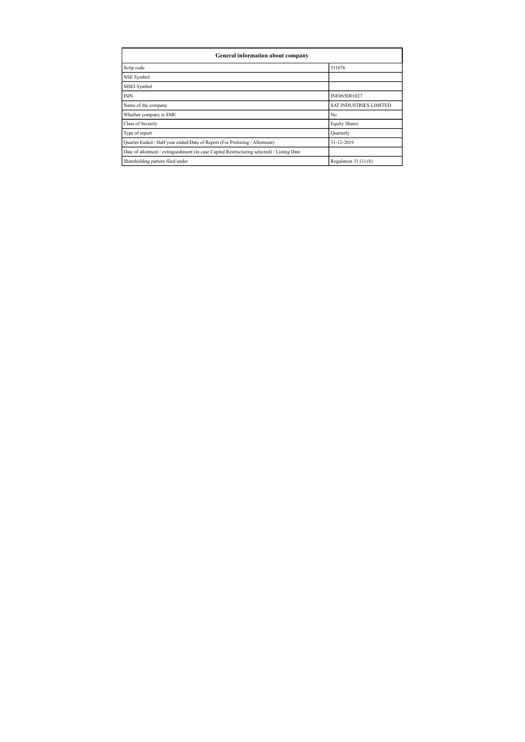| General information about company | |
|---|---|
| Scrip code | 511076 |
| NSE Symbol | |
| MSEI Symbol | |
| ISIN | INE065D01027 |
| Name of the company | SAT INDUSTRIES LIMITED |
| Whether company is SME | No |
| Class of Security | Equity Shares |
| Type of report | Quarterly |
| Quarter Ended / Half year ended/Date of Report (For Prelisting / Allotment) | 31-12-2019 |
| Date of allotment / extinguishment (in case Capital Restructuring selected) / Listing Date | |
| Shareholding pattern filed under | Regulation 31 (1) (b) |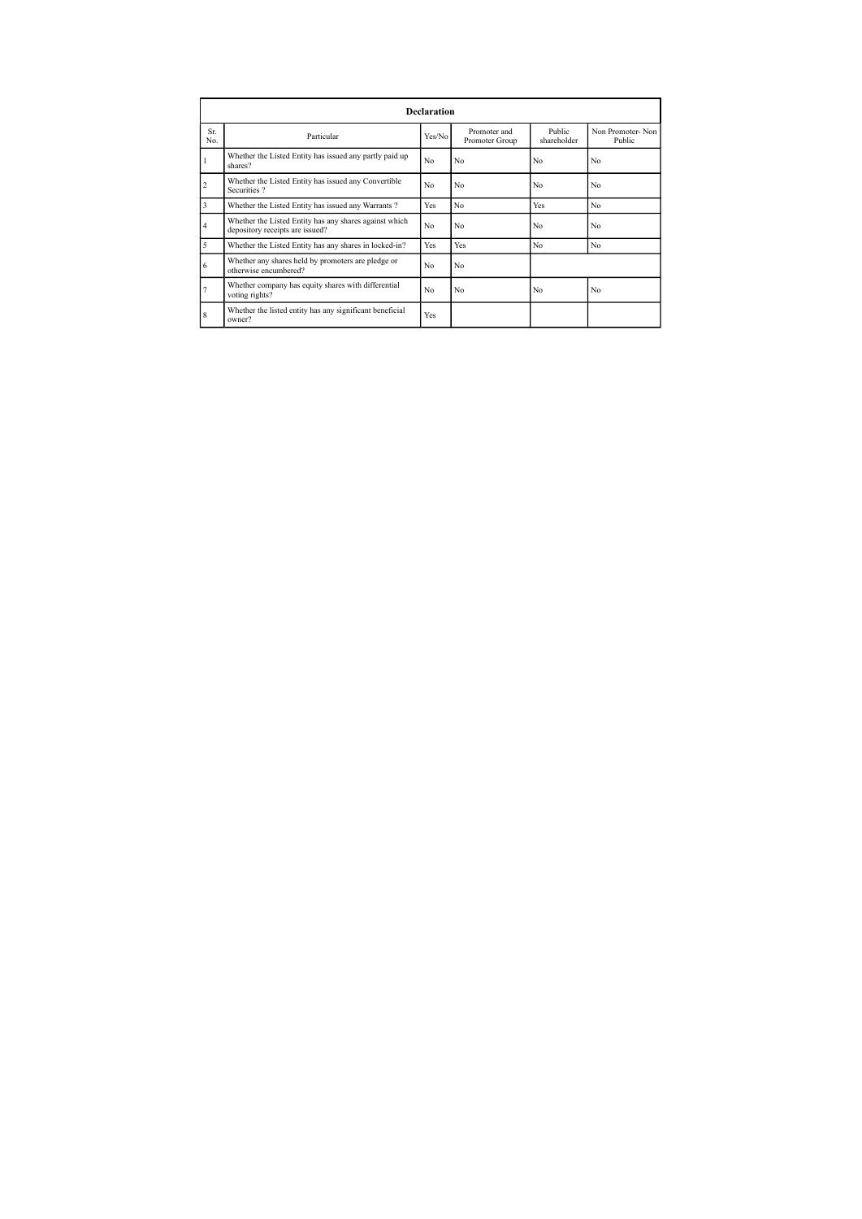| Declaration | | | | | |
|---|---|---|---|---|---|
| Sr. No. | Particular | Yes/No | Promoter and Promoter Group | Public shareholder | Non Promoter- Non Public |
| 1 | Whether the Listed Entity has issued any partly paid up shares? | No | No | No | No |
| 2 | Whether the Listed Entity has issued any Convertible Securities ? | No | No | No | No |
| 3 | Whether the Listed Entity has issued any Warrants ? | Yes | No | Yes | No |
| 4 | Whether the Listed Entity has any shares against which depository receipts are issued? | No | No | No | No |
| 5 | Whether the Listed Entity has any shares in locked-in? | Yes | Yes | No | No |
| 6 | Whether any shares held by promoters are pledge or otherwise encumbered? | No | No | | |
| 7 | Whether company has equity shares with differential voting rights? | No | No | No | No |
| 8 | Whether the listed entity has any significant beneficial owner? | Yes | | | |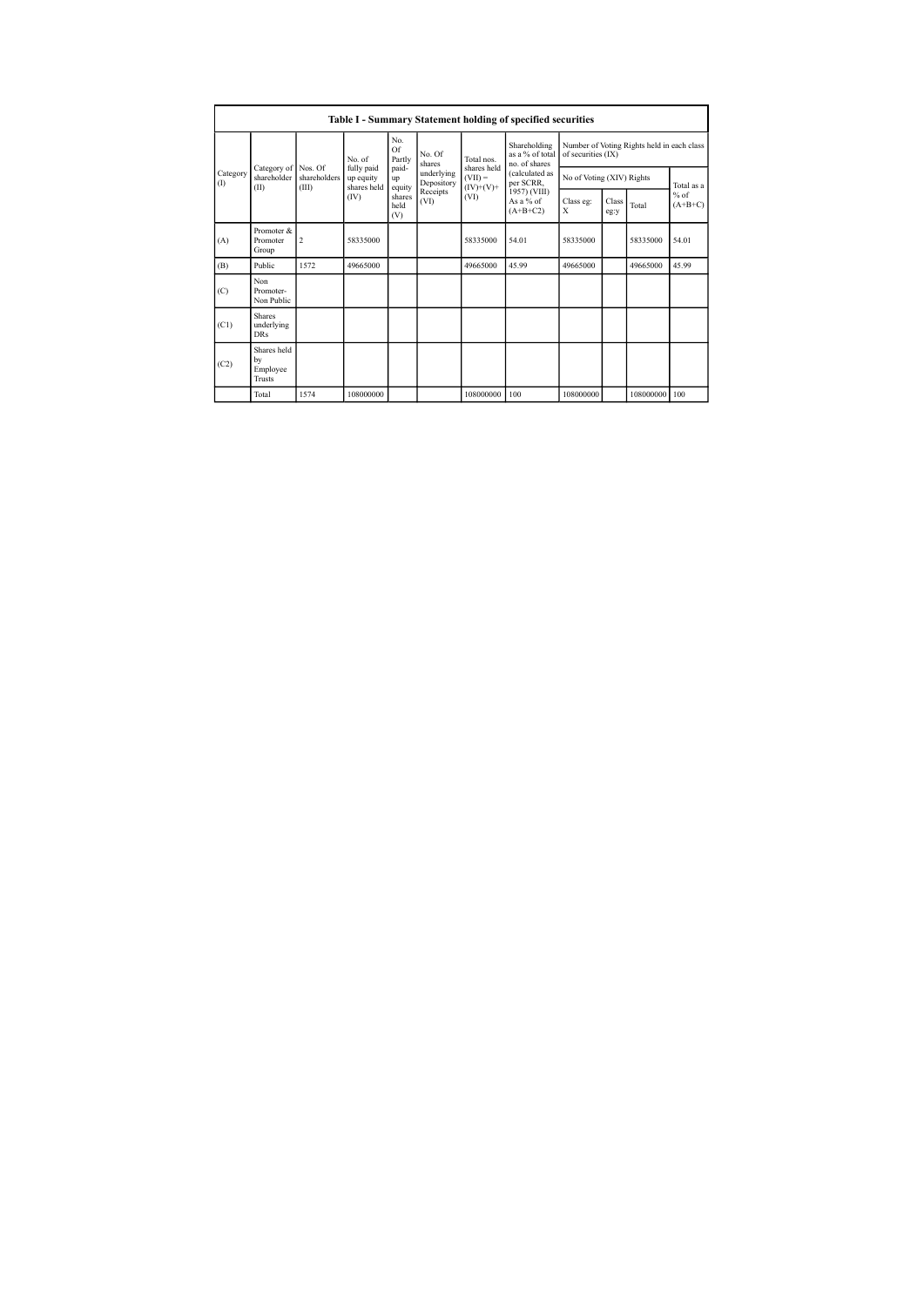| Table I - Summary Statement holding of specified securities | | | | | | | | | | | |
|---|---|---|---|---|---|---|---|---|---|---|---|
| Category (I) | Category of shareholder (II) | Nos. Of shareholders (III) | No. of fully paid up equity shares held (IV) | No. Of Partly paid-up equity shares held (V) | No. Of shares underlying Depository Receipts (VI) | Total nos. shares held (VII) = (IV)+(V)+ (VI) | Shareholding as a % of total no. of shares (calculated as per SCRR, 1957) (VIII) As a % of (A+B+C2) | Number of Voting Rights held in each class of securities (IX) | | | |
| | | | | | | | | No of Voting (XIV) Rights | | | Total as a % of (A+B+C) |
| | | | | | | | | Class eg: X | Class eg:y | Total | |
| (A) | Promoter & Promoter Group | 2 | 58335000 | | | 58335000 | 54.01 | 58335000 | | 58335000 | 54.01 |
| (B) | Public | 1572 | 49665000 | | | 49665000 | 45.99 | 49665000 | | 49665000 | 45.99 |
| (C) | Non Promoter- Non Public | | | | | | | | | | |
| (C1) | Shares underlying DRs | | | | | | | | | | |
| (C2) | Shares held by Employee Trusts | | | | | | | | | | |
| | Total | 1574 | 108000000 | | | 108000000 | 100 | 108000000 | | 108000000 | 100 |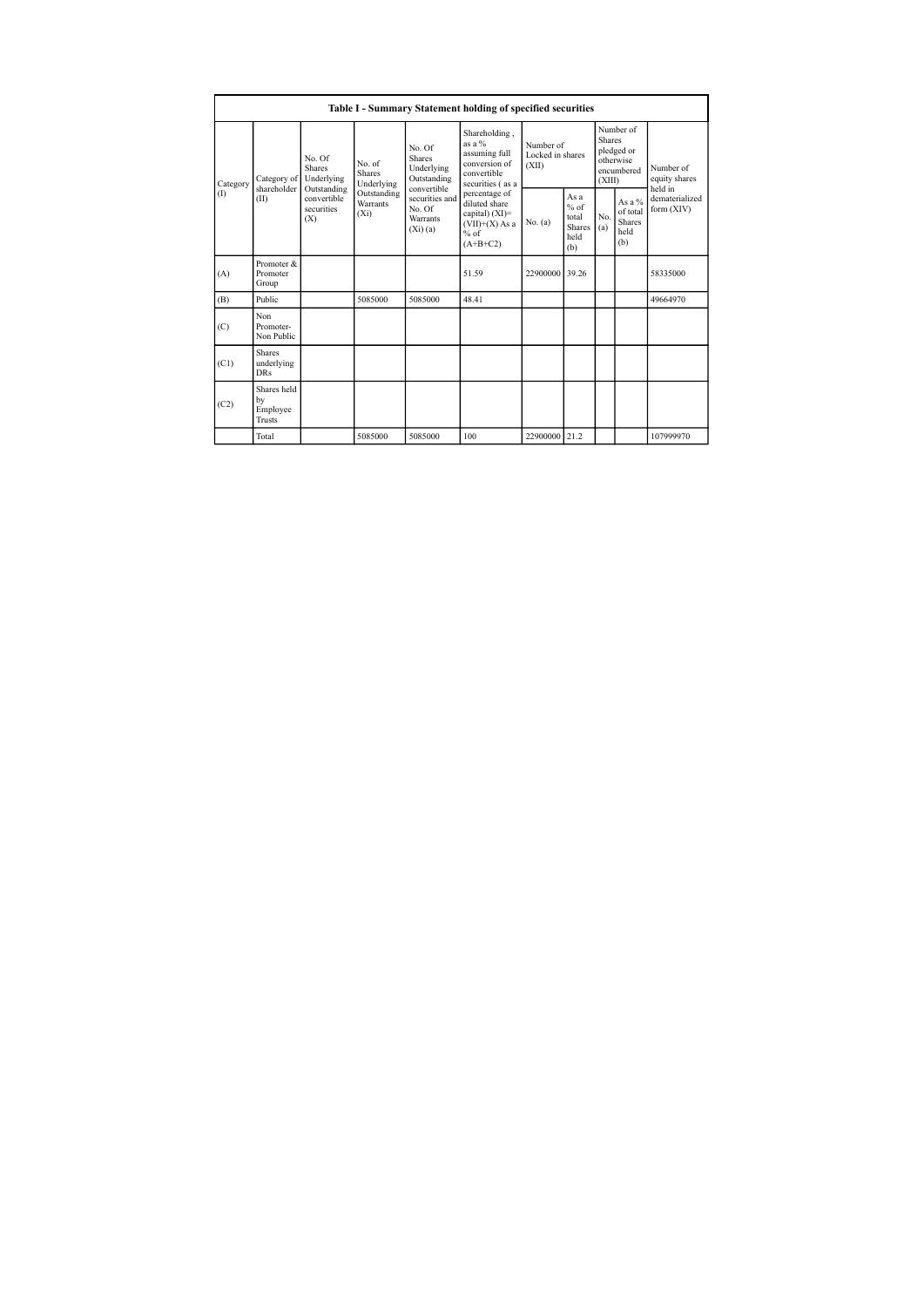| Table I - Summary Statement holding of specified securities | | | | | | | | | | | |
|---|---|---|---|---|---|---|---|---|---|---|---|
| Category (I) | Category of shareholder (II) | No. Of Shares Underlying Outstanding convertible securities (X) | No. of Shares Underlying Outstanding Warrants (Xi) | No. Of Shares Underlying Outstanding convertible securities and No. Of Warrants (Xi) (a) | Shareholding , as a % assuming full conversion of convertible securities ( as a percentage of diluted share capital) (XI)= (VII)+(X) As a % of (A+B+C2) | Number of Locked in shares (XII) | | Number of Shares pledged or otherwise encumbered (XIII) | | Number of equity shares held in dematerialized form (XIV) |
| | | | | | | No. (a) | As a % of total Shares held (b) | No. (a) | As a % of total Shares held (b) | |
| (A) | Promoter & Promoter Group | | | | 51.59 | 22900000 | 39.26 | | | 58335000 |
| (B) | Public | | 5085000 | 5085000 | 48.41 | | | | | 49664970 |
| (C) | Non Promoter- Non Public | | | | | | | | | |
| (C1) | Shares underlying DRs | | | | | | | | | |
| (C2) | Shares held by Employee Trusts | | | | | | | | | |
| | Total | | 5085000 | 5085000 | 100 | 22900000 | 21.2 | | | 107999970 |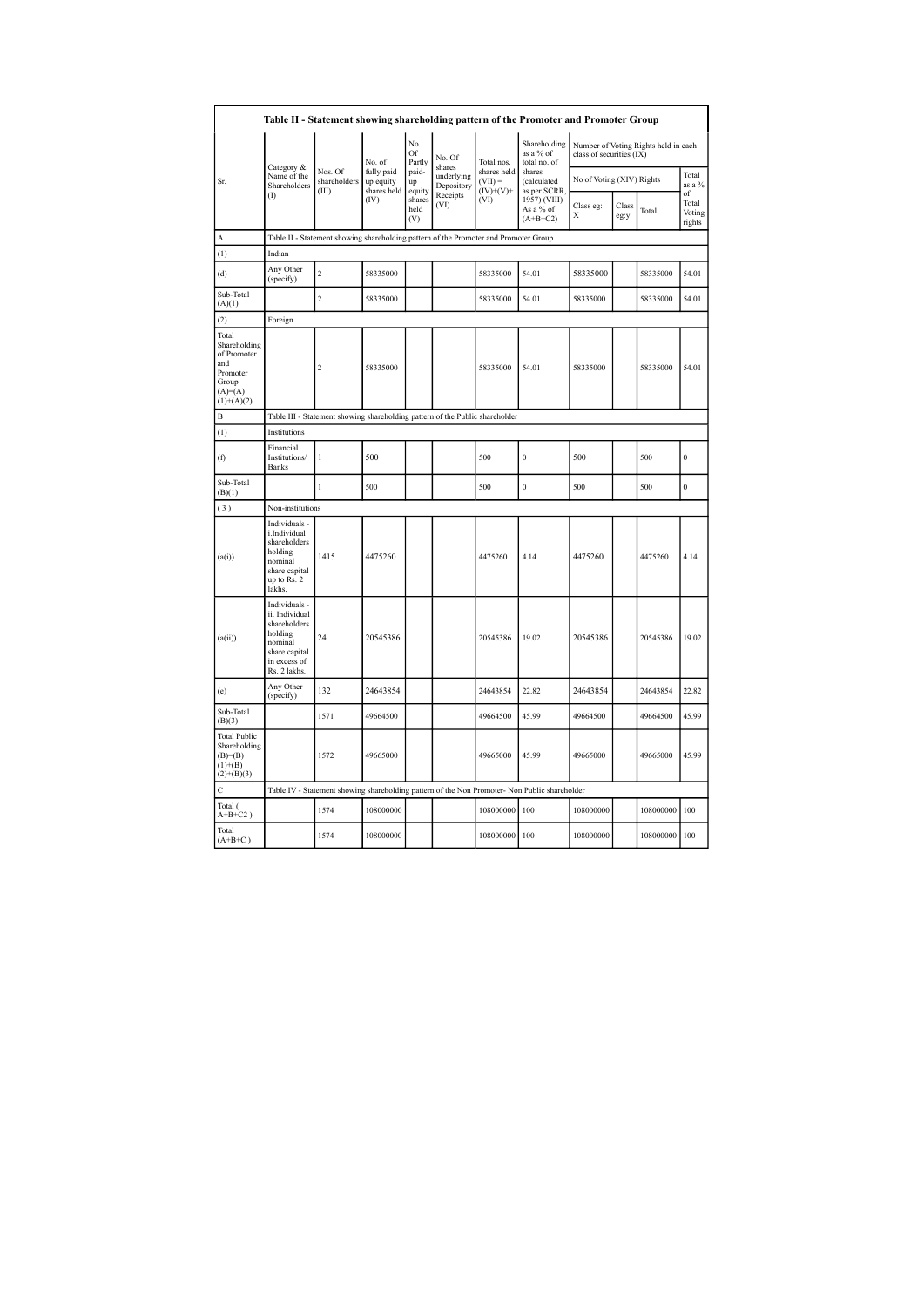| Table II - Statement showing shareholding pattern of the Promoter and Promoter Group | | | | | | | | | | | | |
|---|---|---|---|---|---|---|---|---|---|---|---|---|
| Sr. | Category & Name of the Shareholders (I) | Nos. Of shareholders (III) | No. of fully paid up equity shares held (IV) | No. Of Partly paid-up equity shares held (V) | No. Of shares underlying Depository Receipts (VI) | Total nos. shares held (VII) = (IV)+(V)+ (VI) | Shareholding as a % of total no. of shares (calculated as per SCRR, 1957) (VIII) As a % of (A+B+C2) | Number of Voting Rights held in each class of securities (IX) | | | |
| | | | | | | | | No of Voting (XIV) Rights | | | Total as a % of Total Voting rights |
| | | | | | | | | Class eg: X | Class eg:y | Total | |
| A | Table II - Statement showing shareholding pattern of the Promoter and Promoter Group | | | | | | | | | | |
| (1) | Indian | | | | | | | | | | |
| (d) | Any Other (specify) | 2 | 58335000 | | | 58335000 | 54.01 | 58335000 | | 58335000 | 54.01 |
| Sub-Total (A)(1) | | 2 | 58335000 | | | 58335000 | 54.01 | 58335000 | | 58335000 | 54.01 |
| (2) | Foreign | | | | | | | | | | |
| Total Shareholding of Promoter and Promoter Group (A)=(A)(1)+(A)(2) | | 2 | 58335000 | | | 58335000 | 54.01 | 58335000 | | 58335000 | 54.01 |
| B | Table III - Statement showing shareholding pattern of the Public shareholder | | | | | | | | | | |
| (1) | Institutions | | | | | | | | | | |
| (f) | Financial Institutions/ Banks | 1 | 500 | | | 500 | 0 | 500 | | 500 | 0 |
| Sub-Total (B)(1) | | 1 | 500 | | | 500 | 0 | 500 | | 500 | 0 |
| (3) | Non-institutions | | | | | | | | | | |
| (a(i)) | Individuals - i.Individual shareholders holding nominal share capital up to Rs. 2 lakhs. | 1415 | 4475260 | | | 4475260 | 4.14 | 4475260 | | 4475260 | 4.14 |
| (a(ii)) | Individuals - ii. Individual shareholders holding nominal share capital in excess of Rs. 2 lakhs. | 24 | 20545386 | | | 20545386 | 19.02 | 20545386 | | 20545386 | 19.02 |
| (e) | Any Other (specify) | 132 | 24643854 | | | 24643854 | 22.82 | 24643854 | | 24643854 | 22.82 |
| Sub-Total (B)(3) | | 1571 | 49664500 | | | 49664500 | 45.99 | 49664500 | | 49664500 | 45.99 |
| Total Public Shareholding (B)=(B)(1)+(B)(2)+(B)(3) | | 1572 | 49665000 | | | 49665000 | 45.99 | 49665000 | | 49665000 | 45.99 |
| C | Table IV - Statement showing shareholding pattern of the Non Promoter- Non Public shareholder | | | | | | | | | | |
| Total ( A+B+C2 ) | | 1574 | 108000000 | | | 108000000 | 100 | 108000000 | | 108000000 | 100 |
| Total (A+B+C ) | | 1574 | 108000000 | | | 108000000 | 100 | 108000000 | | 108000000 | 100 |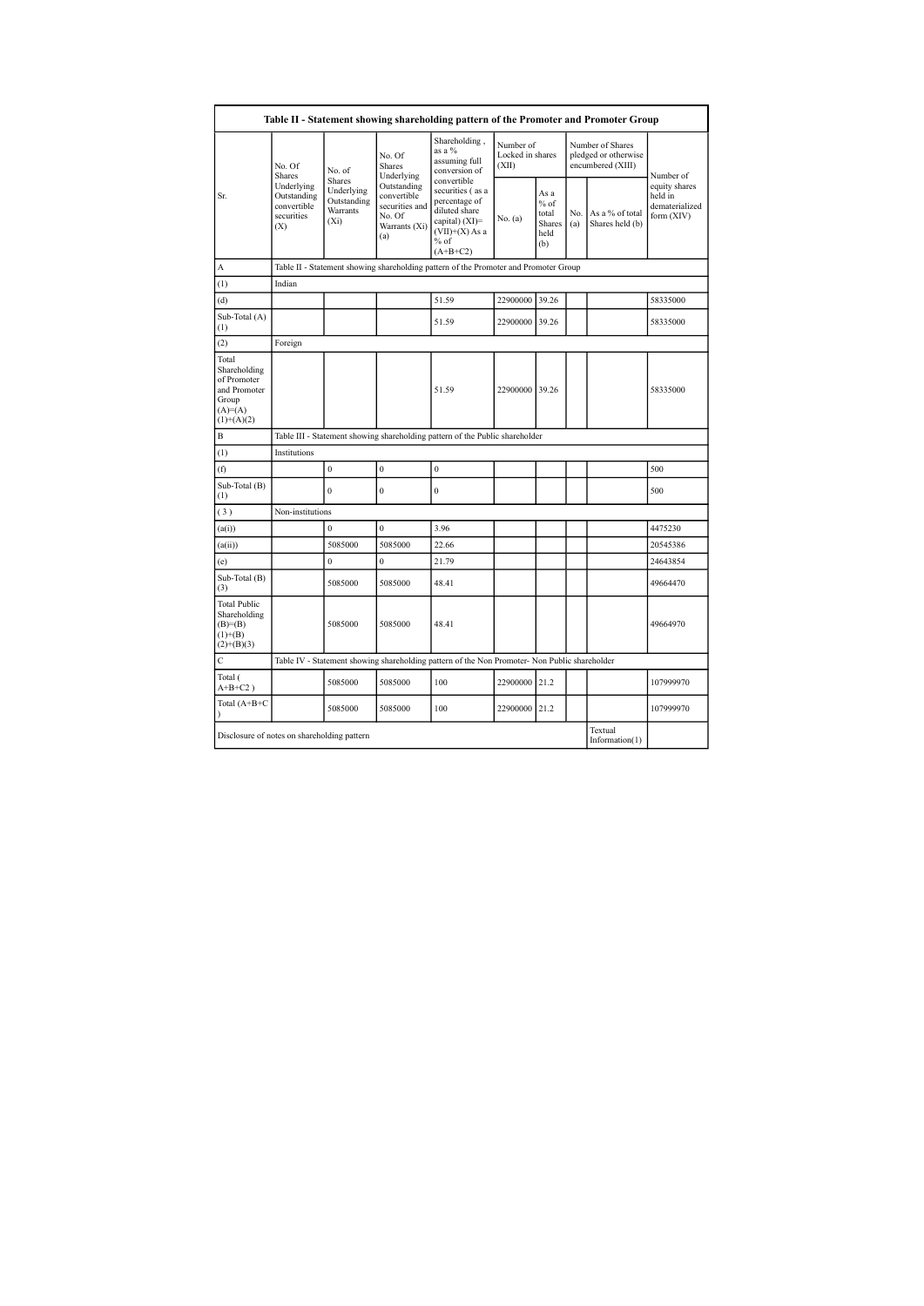| Table II - Statement showing shareholding pattern of the Promoter and Promoter Group | | | | | | | | | |
|---|---|---|---|---|---|---|---|---|---|
| Sr. | No. Of Shares Underlying Outstanding convertible securities (X) | No. of Shares Underlying Outstanding Warrants (Xi) | No. Of Shares Underlying Outstanding convertible securities and No. Of Warrants (Xi) (a) | Shareholding , as a % assuming full conversion of convertible securities ( as a percentage of diluted share capital) (XI)= (VII)+(X) As a % of (A+B+C2) | Number of Locked in shares (XII) | | Number of Shares pledged or otherwise encumbered (XIII) | | Number of equity shares held in dematerialized form (XIV) |
| | | | | | No. (a) | As a % of total Shares held (b) | No. (a) | As a % of total Shares held (b) | |
| A | Table II - Statement showing shareholding pattern of the Promoter and Promoter Group | | | | | | | | |
| (1) | Indian | | | | | | | | |
| (d) | | | | 51.59 | 22900000 | 39.26 | | | 58335000 |
| Sub-Total (A) (1) | | | | 51.59 | 22900000 | 39.26 | | | 58335000 |
| (2) | Foreign | | | | | | | | |
| Total Shareholding of Promoter and Promoter Group (A)=(A)(1)+(A)(2) | | | | 51.59 | 22900000 | 39.26 | | | 58335000 |
| B | Table III - Statement showing shareholding pattern of the Public shareholder | | | | | | | | |
| (1) | Institutions | | | | | | | | |
| (f) | | 0 | 0 | 0 | | | | | 500 |
| Sub-Total (B) (1) | | 0 | 0 | 0 | | | | | 500 |
| (3) | Non-institutions | | | | | | | | |
| (a(i)) | | 0 | 0 | 3.96 | | | | | 4475230 |
| (a(ii)) | | 5085000 | 5085000 | 22.66 | | | | | 20545386 |
| (e) | | 0 | 0 | 21.79 | | | | | 24643854 |
| Sub-Total (B) (3) | | 5085000 | 5085000 | 48.41 | | | | | 49664470 |
| Total Public Shareholding (B)=(B)(1)+(B)(2)+(B)(3) | | 5085000 | 5085000 | 48.41 | | | | | 49664970 |
| C | Table IV - Statement showing shareholding pattern of the Non Promoter- Non Public shareholder | | | | | | | | |
| Total ( A+B+C2 ) | | 5085000 | 5085000 | 100 | 22900000 | 21.2 | | | 107999970 |
| Total (A+B+C ) | | 5085000 | 5085000 | 100 | 22900000 | 21.2 | | | 107999970 |
| Disclosure of notes on shareholding pattern | | | | | | | | Textual Information(1) | |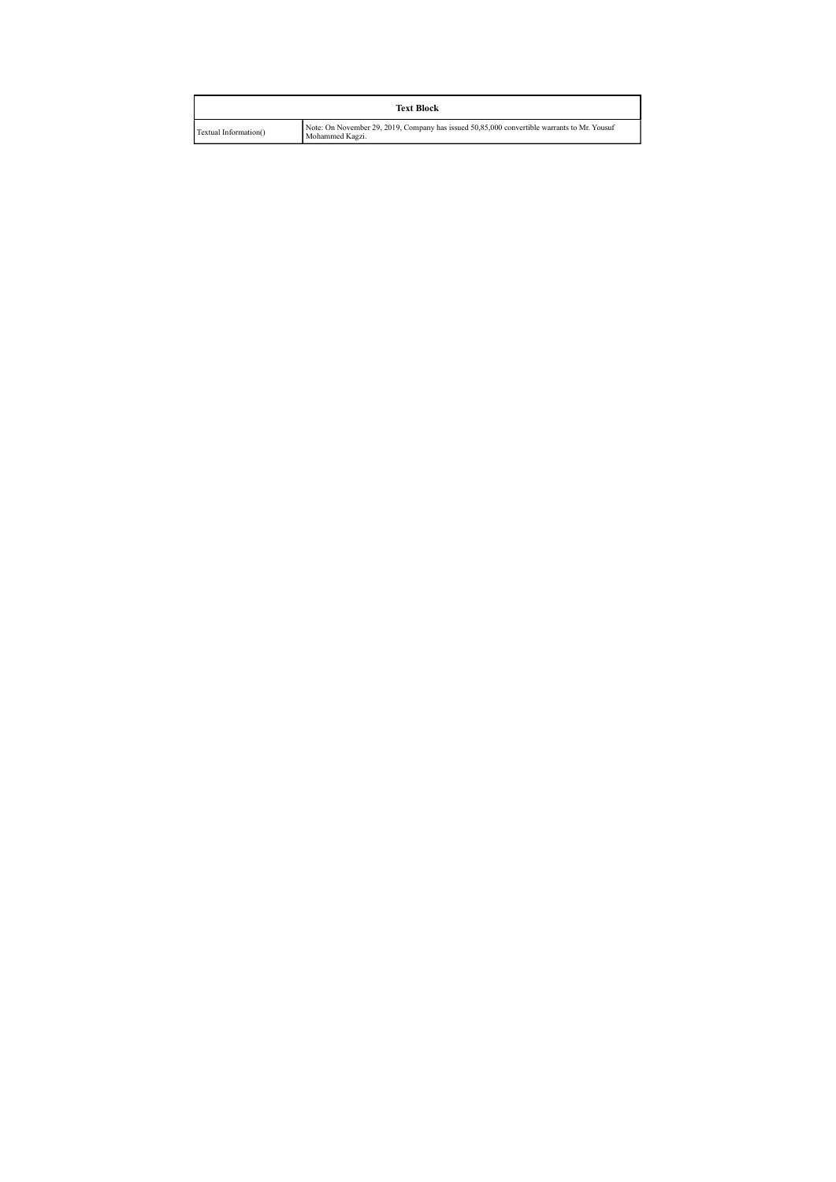| Text Block | |
|---|---|
| Textual Information() | Note: On November 29, 2019, Company has issued 50,85,000 convertible warrants to Mr. Yousuf Mohammed Kagzi. |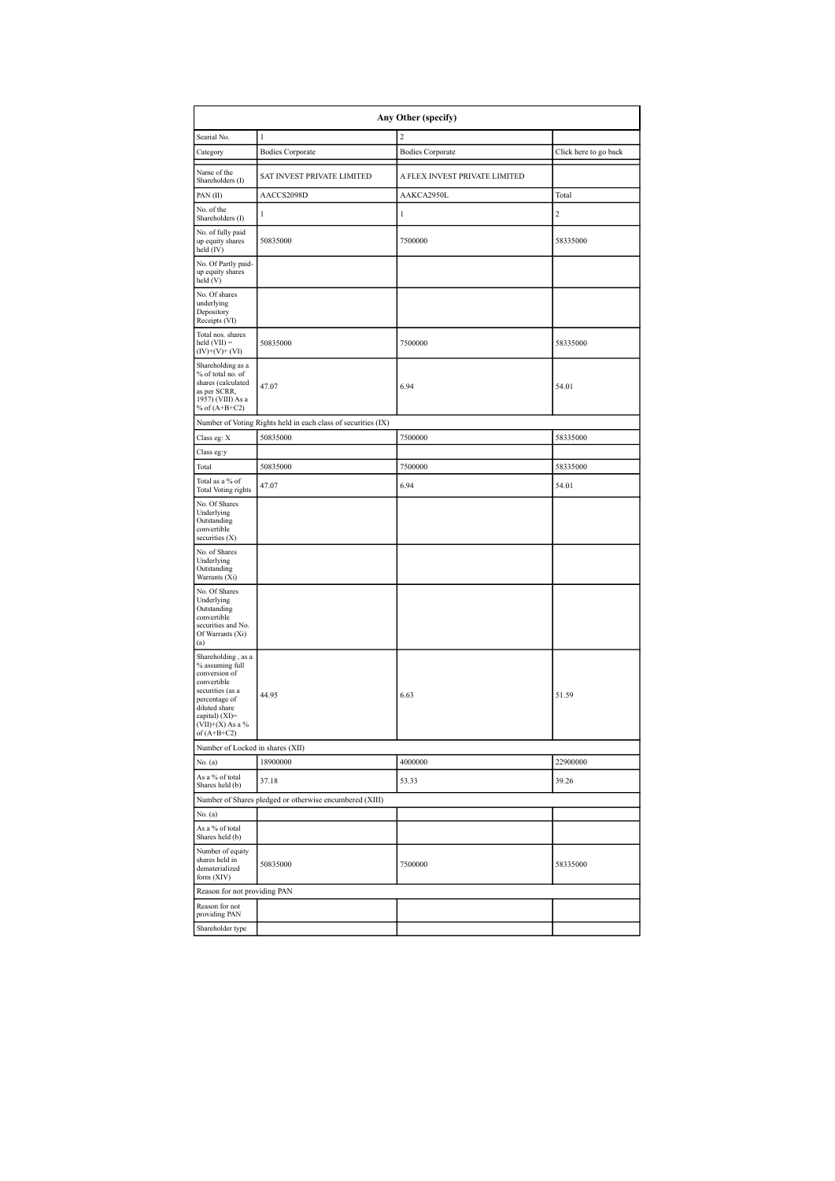| Any Other (specify) | | | |
|---|---|---|---|
| Searial No. | 1 | 2 | |
| Category | Bodies Corporate | Bodies Corporate | Click here to go back |
| Name of the Shareholders (I) | SAT INVEST PRIVATE LIMITED | A FLEX INVEST PRIVATE LIMITED | |
| PAN (II) | AACCS2098D | AAKCA2950L | Total |
| No. of the Shareholders (I) | 1 | 1 | 2 |
| No. of fully paid up equity shares held (IV) | 50835000 | 7500000 | 58335000 |
| No. Of Partly paid-up equity shares held (V) | | | |
| No. Of shares underlying Depository Receipts (VI) | | | |
| Total nos. shares held (VII) = (IV)+(V)+ (VI) | 50835000 | 7500000 | 58335000 |
| Shareholding as a % of total no. of shares (calculated as per SCRR, 1957) (VIII) As a % of (A+B+C2) | 47.07 | 6.94 | 54.01 |
| Number of Voting Rights held in each class of securities (IX) | | | |
| Class eg: X | 50835000 | 7500000 | 58335000 |
| Class eg:y | | | |
| Total | 50835000 | 7500000 | 58335000 |
| Total as a % of Total Voting rights | 47.07 | 6.94 | 54.01 |
| No. Of Shares Underlying Outstanding convertible securities (X) | | | |
| No. of Shares Underlying Outstanding Warrants (Xi) | | | |
| No. Of Shares Underlying Outstanding convertible securities and No. Of Warrants (Xi) (a) | | | |
| Shareholding , as a % assuming full conversion of convertible securities (as a percentage of diluted share capital) (XI)= (VII)+(X) As a % of (A+B+C2) | 44.95 | 6.63 | 51.59 |
| Number of Locked in shares (XII) | | | |
| No. (a) | 18900000 | 4000000 | 22900000 |
| As a % of total Shares held (b) | 37.18 | 53.33 | 39.26 |
| Number of Shares pledged or otherwise encumbered (XIII) | | | |
| No. (a) | | | |
| As a % of total Shares held (b) | | | |
| Number of equity shares held in dematerialized form (XIV) | 50835000 | 7500000 | 58335000 |
| Reason for not providing PAN | | | |
| Reason for not providing PAN | | | |
| Shareholder type | | | |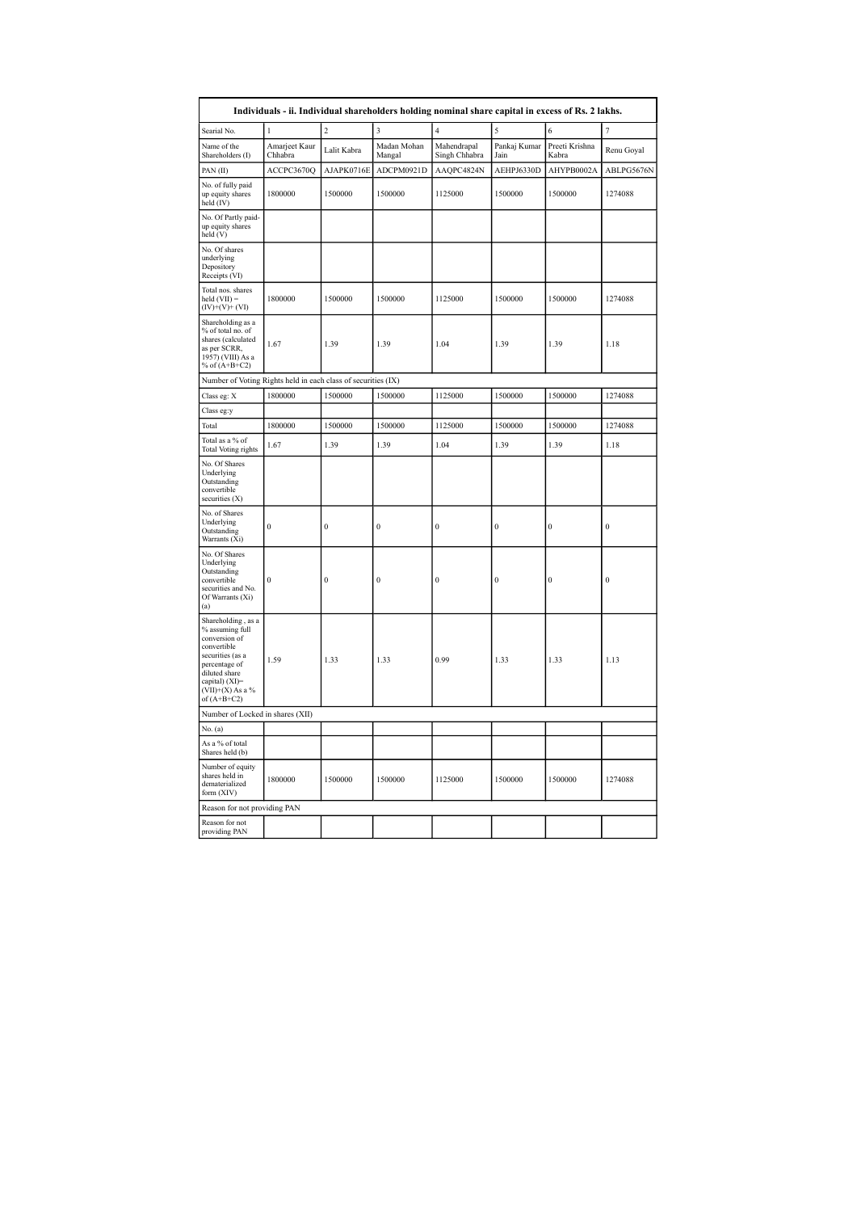| Individuals - ii. Individual shareholders holding nominal share capital in excess of Rs. 2 lakhs. | | | | | | | |
|---|---|---|---|---|---|---|---|
| Searial No. | 1 | 2 | 3 | 4 | 5 | 6 | 7 |
| Name of the Shareholders (I) | Amarjeet Kaur Chhabra | Lalit Kabra | Madan Mohan Mangal | Mahendrapal Singh Chhabra | Pankaj Kumar Jain | Preeti Krishna Kabra | Renu Goyal |
| PAN (II) | ACCPC3670Q | AJAPK0716E | ADCPM0921D | AAQPC4824N | AEHPJ6330D | AHYPB0002A | ABLPG5676N |
| No. of fully paid up equity shares held (IV) | 1800000 | 1500000 | 1500000 | 1125000 | 1500000 | 1500000 | 1274088 |
| No. Of Partly paid-up equity shares held (V) | | | | | | | |
| No. Of shares underlying Depository Receipts (VI) | | | | | | | |
| Total nos. shares held (VII) = (IV)+(V)+ (VI) | 1800000 | 1500000 | 1500000 | 1125000 | 1500000 | 1500000 | 1274088 |
| Shareholding as a % of total no. of shares (calculated as per SCRR, 1957) (VIII) As a % of (A+B+C2) | 1.67 | 1.39 | 1.39 | 1.04 | 1.39 | 1.39 | 1.18 |
| Number of Voting Rights held in each class of securities (IX) | | | | | | | |
| Class eg: X | 1800000 | 1500000 | 1500000 | 1125000 | 1500000 | 1500000 | 1274088 |
| Class eg:y | | | | | | | |
| Total | 1800000 | 1500000 | 1500000 | 1125000 | 1500000 | 1500000 | 1274088 |
| Total as a % of Total Voting rights | 1.67 | 1.39 | 1.39 | 1.04 | 1.39 | 1.39 | 1.18 |
| No. Of Shares Underlying Outstanding convertible securities (X) | | | | | | | |
| No. of Shares Underlying Outstanding Warrants (Xi) | 0 | 0 | 0 | 0 | 0 | 0 | 0 |
| No. Of Shares Underlying Outstanding convertible securities and No. Of Warrants (Xi) (a) | 0 | 0 | 0 | 0 | 0 | 0 | 0 |
| Shareholding , as a % assuming full conversion of convertible securities (as a percentage of diluted share capital) (XI)= (VII)+(X) As a % of (A+B+C2) | 1.59 | 1.33 | 1.33 | 0.99 | 1.33 | 1.33 | 1.13 |
| Number of Locked in shares (XII) | | | | | | | |
| No. (a) | | | | | | | |
| As a % of total Shares held (b) | | | | | | | |
| Number of equity shares held in dematerialized form (XIV) | 1800000 | 1500000 | 1500000 | 1125000 | 1500000 | 1500000 | 1274088 |
| Reason for not providing PAN | | | | | | | |
| Reason for not providing PAN | | | | | | | |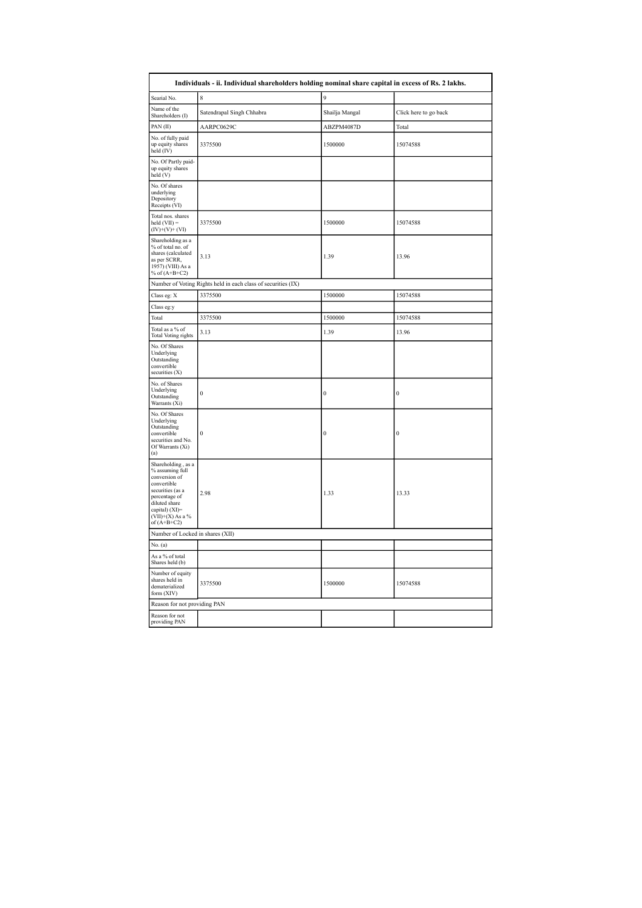| Individuals - ii. Individual shareholders holding nominal share capital in excess of Rs. 2 lakhs. | | | |
|---|---|---|---|
| Searial No. | 8 | 9 | |
| Name of the Shareholders (I) | Satendrapal Singh Chhabra | Shailja Mangal | Click here to go back |
| PAN (II) | AARPC0629C | ABZPM4087D | Total |
| No. of fully paid up equity shares held (IV) | 3375500 | 1500000 | 15074588 |
| No. Of Partly paid-up equity shares held (V) | | | |
| No. Of shares underlying Depository Receipts (VI) | | | |
| Total nos. shares held (VII) = (IV)+(V)+ (VI) | 3375500 | 1500000 | 15074588 |
| Shareholding as a % of total no. of shares (calculated as per SCRR, 1957) (VIII) As a % of (A+B+C2) | 3.13 | 1.39 | 13.96 |
| Number of Voting Rights held in each class of securities (IX) | | | |
| Class eg: X | 3375500 | 1500000 | 15074588 |
| Class eg:y | | | |
| Total | 3375500 | 1500000 | 15074588 |
| Total as a % of Total Voting rights | 3.13 | 1.39 | 13.96 |
| No. Of Shares Underlying Outstanding convertible securities (X) | | | |
| No. of Shares Underlying Outstanding Warrants (Xi) | 0 | 0 | 0 |
| No. Of Shares Underlying Outstanding convertible securities and No. Of Warrants (Xi) (a) | 0 | 0 | 0 |
| Shareholding , as a % assuming full conversion of convertible securities (as a percentage of diluted share capital) (XI)= (VII)+(X) As a % of (A+B+C2) | 2.98 | 1.33 | 13.33 |
| Number of Locked in shares (XII) | | | |
| No. (a) | | | |
| As a % of total Shares held (b) | | | |
| Number of equity shares held in dematerialized form (XIV) | 3375500 | 1500000 | 15074588 |
| Reason for not providing PAN | | | |
| Reason for not providing PAN | | | |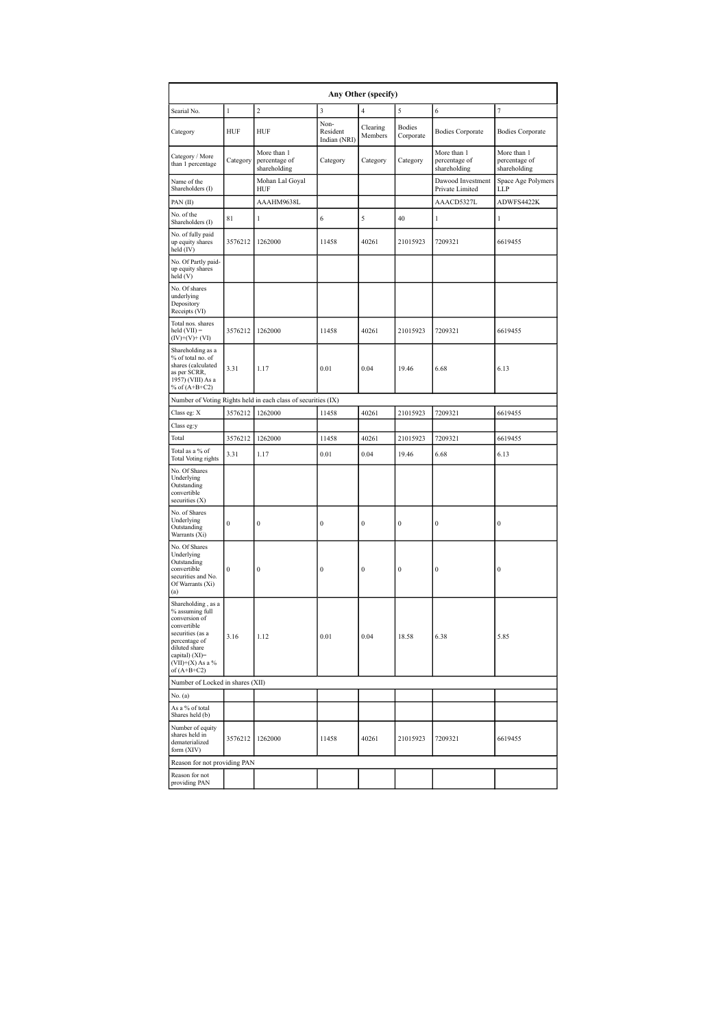| Any Other (specify) | | | | | | | |
|---|---|---|---|---|---|---|---|
| Searial No. | 1 | 2 | 3 | 4 | 5 | 6 | 7 |
| Category | HUF | HUF | Non-Resident Indian (NRI) | Clearing Members | Bodies Corporate | Bodies Corporate | Bodies Corporate |
| Category / More than 1 percentage | Category | More than 1 percentage of shareholding | Category | Category | Category | More than 1 percentage of shareholding | More than 1 percentage of shareholding |
| Name of the Shareholders (I) | | Mohan Lal Goyal HUF | | | | Dawood Investment Private Limited | Space Age Polymers LLP |
| PAN (II) | | AAAHM9638L | | | | AAACD5327L | ADWFS4422K |
| No. of the Shareholders (I) | 81 | 1 | 6 | 5 | 40 | 1 | 1 |
| No. of fully paid up equity shares held (IV) | 3576212 | 1262000 | 11458 | 40261 | 21015923 | 7209321 | 6619455 |
| No. Of Partly paid-up equity shares held (V) | | | | | | | |
| No. Of shares underlying Depository Receipts (VI) | | | | | | | |
| Total nos. shares held (VII) = (IV)+(V)+ (VI) | 3576212 | 1262000 | 11458 | 40261 | 21015923 | 7209321 | 6619455 |
| Shareholding as a % of total no. of shares (calculated as per SCRR, 1957) (VIII) As a % of (A+B+C2) | 3.31 | 1.17 | 0.01 | 0.04 | 19.46 | 6.68 | 6.13 |
| Number of Voting Rights held in each class of securities (IX) | | | | | | | |
| Class eg: X | 3576212 | 1262000 | 11458 | 40261 | 21015923 | 7209321 | 6619455 |
| Class eg:y | | | | | | | |
| Total | 3576212 | 1262000 | 11458 | 40261 | 21015923 | 7209321 | 6619455 |
| Total as a % of Total Voting rights | 3.31 | 1.17 | 0.01 | 0.04 | 19.46 | 6.68 | 6.13 |
| No. Of Shares Underlying Outstanding convertible securities (X) | | | | | | | |
| No. of Shares Underlying Outstanding Warrants (Xi) | 0 | 0 | 0 | 0 | 0 | 0 | 0 |
| No. Of Shares Underlying Outstanding convertible securities and No. Of Warrants (Xi) (a) | 0 | 0 | 0 | 0 | 0 | 0 | 0 |
| Shareholding , as a % assuming full conversion of convertible securities (as a percentage of diluted share capital) (XI)= (VII)+(X) As a % of (A+B+C2) | 3.16 | 1.12 | 0.01 | 0.04 | 18.58 | 6.38 | 5.85 |
| Number of Locked in shares (XII) | | | | | | | |
| No. (a) | | | | | | | |
| As a % of total Shares held (b) | | | | | | | |
| Number of equity shares held in dematerialized form (XIV) | 3576212 | 1262000 | 11458 | 40261 | 21015923 | 7209321 | 6619455 |
| Reason for not providing PAN | | | | | | | |
| Reason for not providing PAN | | | | | | | |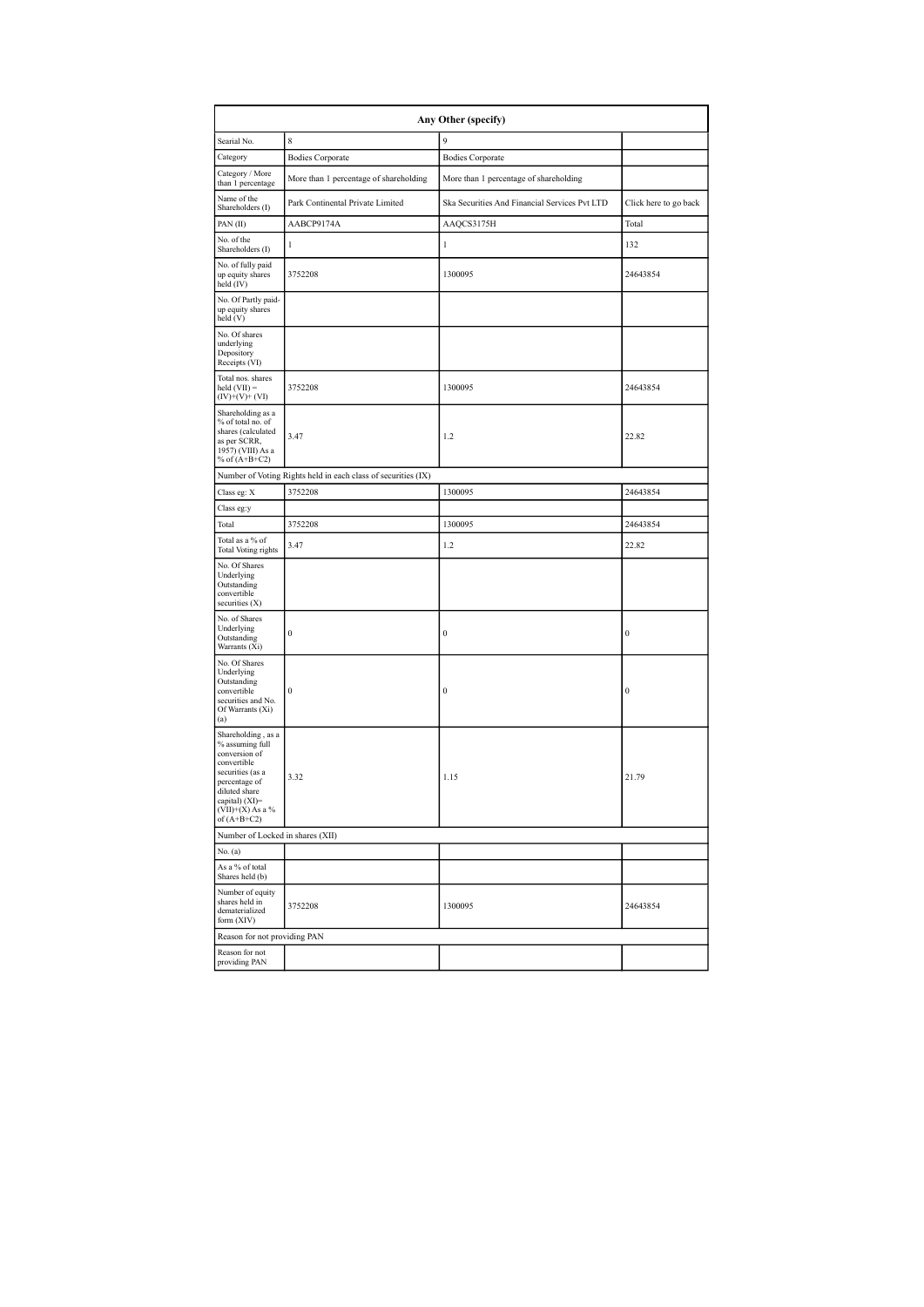| Any Other (specify) | | | |
|---|---|---|---|
| Searial No. | 8 | 9 | |
| Category | Bodies Corporate | Bodies Corporate | |
| Category / More than 1 percentage | More than 1 percentage of shareholding | More than 1 percentage of shareholding | |
| Name of the Shareholders (I) | Park Continental Private Limited | Ska Securities And Financial Services Pvt LTD | Click here to go back |
| PAN (II) | AABCP9174A | AAQCS3175H | Total |
| No. of the Shareholders (I) | 1 | 1 | 132 |
| No. of fully paid up equity shares held (IV) | 3752208 | 1300095 | 24643854 |
| No. Of Partly paid-up equity shares held (V) | | | |
| No. Of shares underlying Depository Receipts (VI) | | | |
| Total nos. shares held (VII) = (IV)+(V)+ (VI) | 3752208 | 1300095 | 24643854 |
| Shareholding as a % of total no. of shares (calculated as per SCRR, 1957) (VIII) As a % of (A+B+C2) | 3.47 | 1.2 | 22.82 |
| Number of Voting Rights held in each class of securities (IX) | | | |
| Class eg: X | 3752208 | 1300095 | 24643854 |
| Class eg:y | | | |
| Total | 3752208 | 1300095 | 24643854 |
| Total as a % of Total Voting rights | 3.47 | 1.2 | 22.82 |
| No. Of Shares Underlying Outstanding convertible securities (X) | | | |
| No. of Shares Underlying Outstanding Warrants (Xi) | 0 | 0 | 0 |
| No. Of Shares Underlying Outstanding convertible securities and No. Of Warrants (Xi) (a) | 0 | 0 | 0 |
| Shareholding , as a % assuming full conversion of convertible securities (as a percentage of diluted share capital) (XI)= (VII)+(X) As a % of (A+B+C2) | 3.32 | 1.15 | 21.79 |
| Number of Locked in shares (XII) | | | |
| No. (a) | | | |
| As a % of total Shares held (b) | | | |
| Number of equity shares held in dematerialized form (XIV) | 3752208 | 1300095 | 24643854 |
| Reason for not providing PAN | | | |
| Reason for not providing PAN | | | |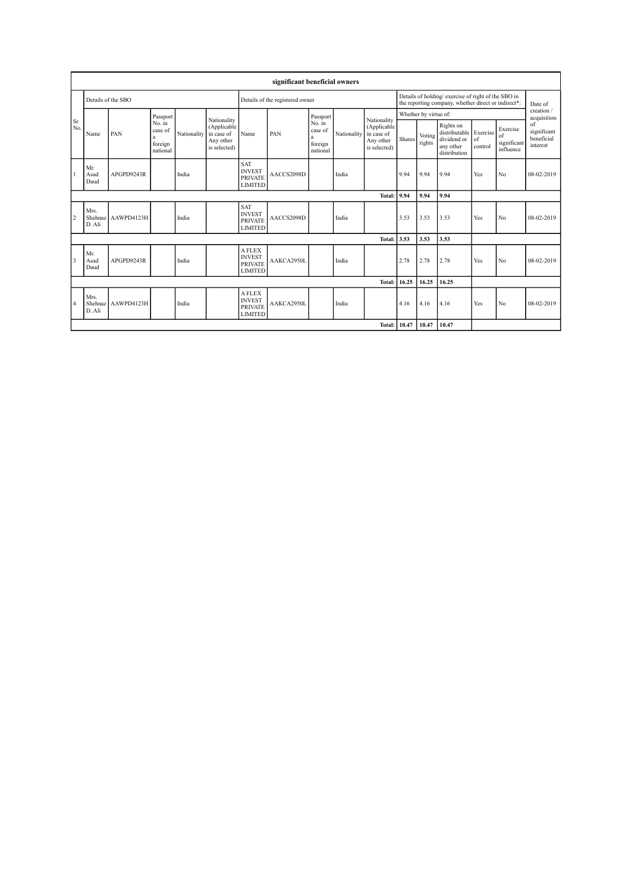| significant beneficial owners | | | | | | | | | | | | | | | | |
|---|---|---|---|---|---|---|---|---|---|---|---|---|---|---|---|---|
| Sr. No. | Details of the SBO | | | | | Details of the registered owner | | | | | Details of holding/ exercise of right of the SBO in the reporting company, whether direct or indirect*: | | | | | Date of creation / acquisition of significant beneficial interest |
| | | | | | | | | | | | Whether by virtue of: | | | | | |
| | Name | PAN | Passport No. in case of a foreign national | Nationality | Nationality (Applicable in case of Any other is selected) | Name | PAN | Passport No. in case of a foreign national | Nationality | Nationality (Applicable in case of Any other is selected) | Shares | Voting rights | Rights on distributable dividend or any other distribution | Exercise of control | Exercise of significant influence | |
| 1 | Mr. Asad Daud | APGPD9243R | | India | | SAT INVEST PRIVATE LIMITED | AACCS2098D | | India | | 9.94 | 9.94 | 9.94 | Yes | No | 08-02-2019 |
| | | | | | | | | | | Total: | 9.94 | 9.94 | 9.94 | | | |
| 2 | Mrs. Shehnaz D. Ali | AAWPD4123H | | India | | SAT INVEST PRIVATE LIMITED | AACCS2098D | | India | | 3.53 | 3.53 | 3.53 | Yes | No | 08-02-2019 |
| | | | | | | | | | | Total: | 3.53 | 3.53 | 3.53 | | | |
| 3 | Mr. Asad Daud | APGPD9243R | | India | | A FLEX INVEST PRIVATE LIMITED | AAKCA2950L | | India | | 2.78 | 2.78 | 2.78 | Yes | No | 08-02-2019 |
| | | | | | | | | | | Total: | 16.25 | 16.25 | 16.25 | | | |
| 4 | Mrs. Shehnaz D. Ali | AAWPD4123H | | India | | A FLEX INVEST PRIVATE LIMITED | AAKCA2950L | | India | | 4.16 | 4.16 | 4.16 | Yes | No | 08-02-2019 |
| | | | | | | | | | | Total: | 10.47 | 10.47 | 10.47 | | | |